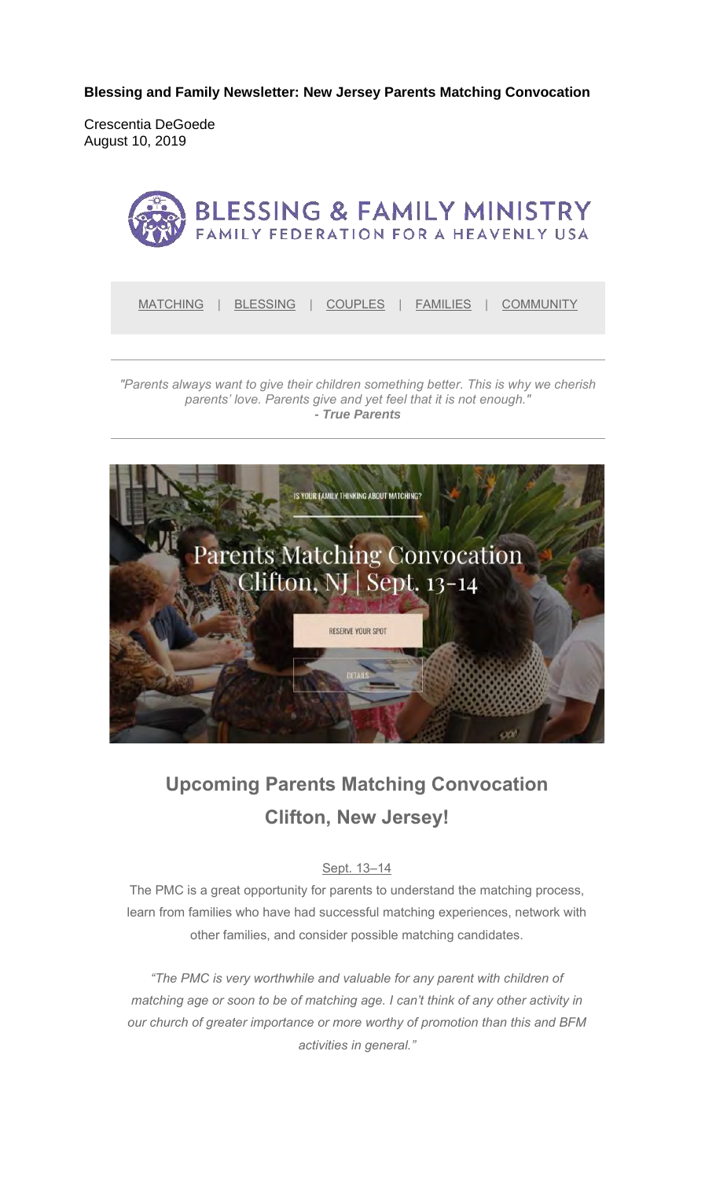**Blessing and Family Newsletter: New Jersey Parents Matching Convocation**

Crescentia DeGoede
August 10, 2019

BLESSING & FAMILY MINISTRY
FAMILY FEDERATION FOR A HEAVENLY USA

MATCHING | BLESSING | COUPLES | FAMILIES | COMMUNITY

---

*"Parents always want to give their children something better. This is why we cherish parents' love. Parents give and yet feel that it is not enough."*
***- True Parents***

---

IS YOUR FAMILY THINKING ABOUT MATCHING?

Parents Matching Convocation
Clifton, NJ | Sept. 13-14

RESERVE YOUR SPOT

DETAILS

## Upcoming Parents Matching Convocation Clifton, New Jersey!

Sept. 13–14

The PMC is a great opportunity for parents to understand the matching process, learn from families who have had successful matching experiences, network with other families, and consider possible matching candidates.

*"The PMC is very worthwhile and valuable for any parent with children of matching age or soon to be of matching age. I can't think of any other activity in our church of greater importance or more worthy of promotion than this and BFM activities in general."*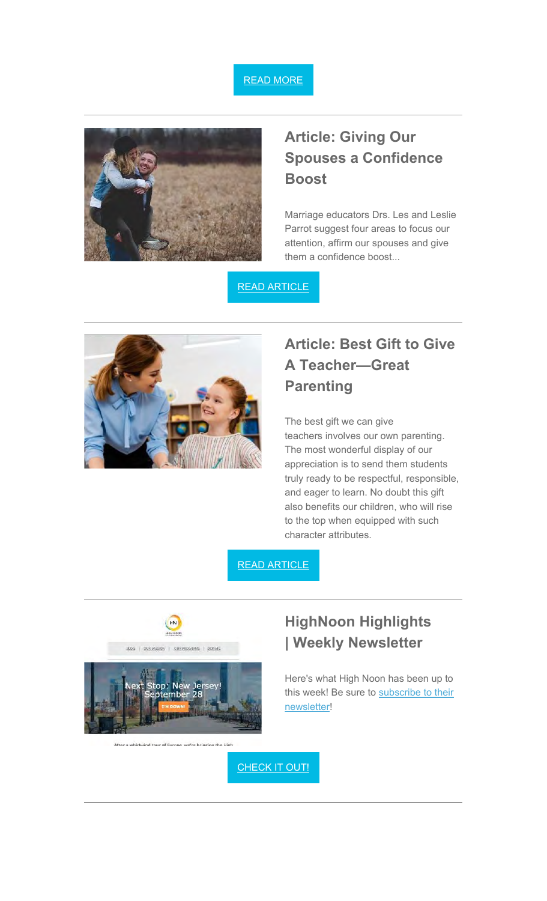READ MORE

---

## Article: Giving Our Spouses a Confidence Boost

Marriage educators Drs. Les and Leslie Parrot suggest four areas to focus our attention, affirm our spouses and give them a confidence boost...

READ ARTICLE

---

## Article: Best Gift to Give A Teacher—Great Parenting

The best gift we can give teachers involves our own parenting. The most wonderful display of our appreciation is to send them students truly ready to be respectful, responsible, and eager to learn. No doubt this gift also benefits our children, who will rise to the top when equipped with such character attributes.

READ ARTICLE

---

## HighNoon Highlights | Weekly Newsletter

Here's what High Noon has been up to this week! Be sure to subscribe to their newsletter!

CHECK IT OUT!

---